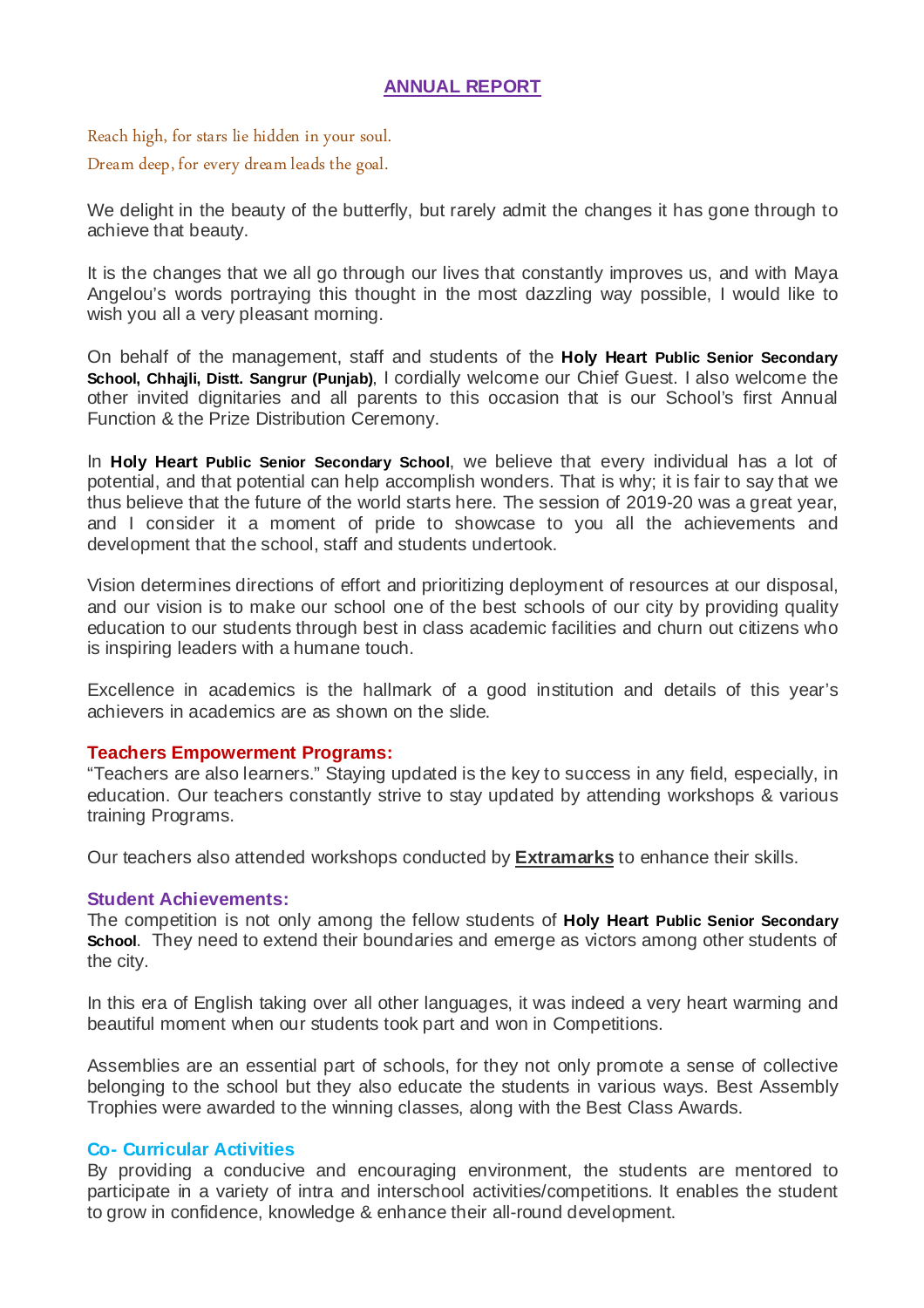# ANNUAL REPORT

*Reach high, for stars lie hidden in your soul.*

*Dream deep, for every dream leads the goal.*

We delight in the beauty of the butterfly, but rarely admit the changes it has gone through to achieve that beauty.

It is the changes that we all go through our lives that constantly improves us, and with Maya Angelou's words portraying this thought in the most dazzling way possible, I would like to wish you all a very pleasant morning.

On behalf of the management, staff and students of the **Holy Heart Public Senior Secondary School, Chhajli, Distt. Sangrur (Punjab)**, I cordially welcome our Chief Guest. I also welcome the other invited dignitaries and all parents to this occasion that is our School's first Annual Function & the Prize Distribution Ceremony.

In **Holy Heart Public Senior Secondary School**, we believe that every individual has a lot of potential, and that potential can help accomplish wonders. That is why; it is fair to say that we thus believe that the future of the world starts here. The session of 2019-20 was a great year, and I consider it a moment of pride to showcase to you all the achievements and development that the school, staff and students undertook.

Vision determines directions of effort and prioritizing deployment of resources at our disposal, and our vision is to make our school one of the best schools of our city by providing quality education to our students through best in class academic facilities and churn out citizens who is inspiring leaders with a humane touch.

Excellence in academics is the hallmark of a good institution and details of this year's achievers in academics are as shown on the slide.

## Teachers Empowerment Programs:

"Teachers are also learners." Staying updated is the key to success in any field, especially, in education. Our teachers constantly strive to stay updated by attending workshops & various training Programs.

Our teachers also attended workshops conducted by **Extramarks** to enhance their skills.

## Student Achievements:

The competition is not only among the fellow students of **Holy Heart Public Senior Secondary School**. They need to extend their boundaries and emerge as victors among other students of the city.

In this era of English taking over all other languages, it was indeed a very heart warming and beautiful moment when our students took part and won in Competitions.

Assemblies are an essential part of schools, for they not only promote a sense of collective belonging to the school but they also educate the students in various ways. Best Assembly Trophies were awarded to the winning classes, along with the Best Class Awards.

## Co- Curricular Activities

By providing a conducive and encouraging environment, the students are mentored to participate in a variety of intra and interschool activities/competitions. It enables the student to grow in confidence, knowledge & enhance their all-round development.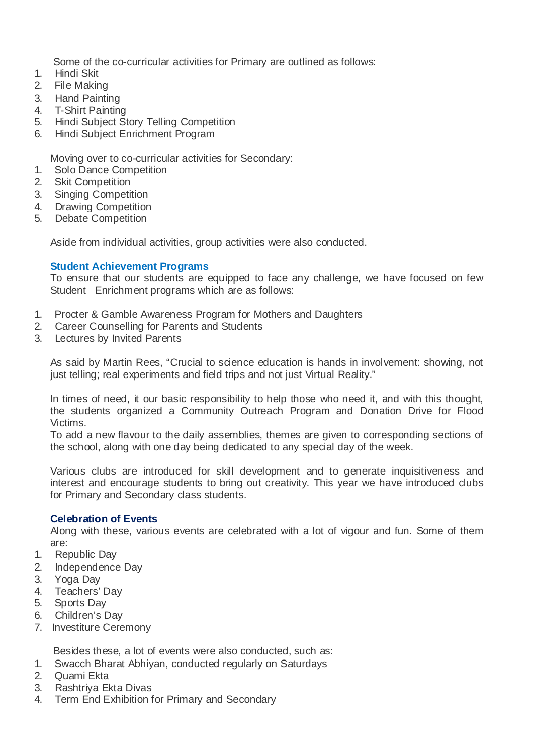Some of the co-curricular activities for Primary are outlined as follows:

1. Hindi Skit
2. File Making
3. Hand Painting
4. T-Shirt Painting
5. Hindi Subject Story Telling Competition
6. Hindi Subject Enrichment Program

Moving over to co-curricular activities for Secondary:

1. Solo Dance Competition
2. Skit Competition
3. Singing Competition
4. Drawing Competition
5. Debate Competition

Aside from individual activities, group activities were also conducted.

### Student Achievement Programs

To ensure that our students are equipped to face any challenge, we have focused on few Student Enrichment programs which are as follows:

1. Procter & Gamble Awareness Program for Mothers and Daughters
2. Career Counselling for Parents and Students
3. Lectures by Invited Parents

As said by Martin Rees, "Crucial to science education is hands in involvement: showing, not just telling; real experiments and field trips and not just Virtual Reality."

In times of need, it our basic responsibility to help those who need it, and with this thought, the students organized a Community Outreach Program and Donation Drive for Flood Victims.

To add a new flavour to the daily assemblies, themes are given to corresponding sections of the school, along with one day being dedicated to any special day of the week.

Various clubs are introduced for skill development and to generate inquisitiveness and interest and encourage students to bring out creativity. This year we have introduced clubs for Primary and Secondary class students.

### Celebration of Events

Along with these, various events are celebrated with a lot of vigour and fun. Some of them are:

1. Republic Day
2. Independence Day
3. Yoga Day
4. Teachers' Day
5. Sports Day
6. Children's Day
7. Investiture Ceremony

Besides these, a lot of events were also conducted, such as:

1. Swacch Bharat Abhiyan, conducted regularly on Saturdays
2. Quami Ekta
3. Rashtriya Ekta Divas
4. Term End Exhibition for Primary and Secondary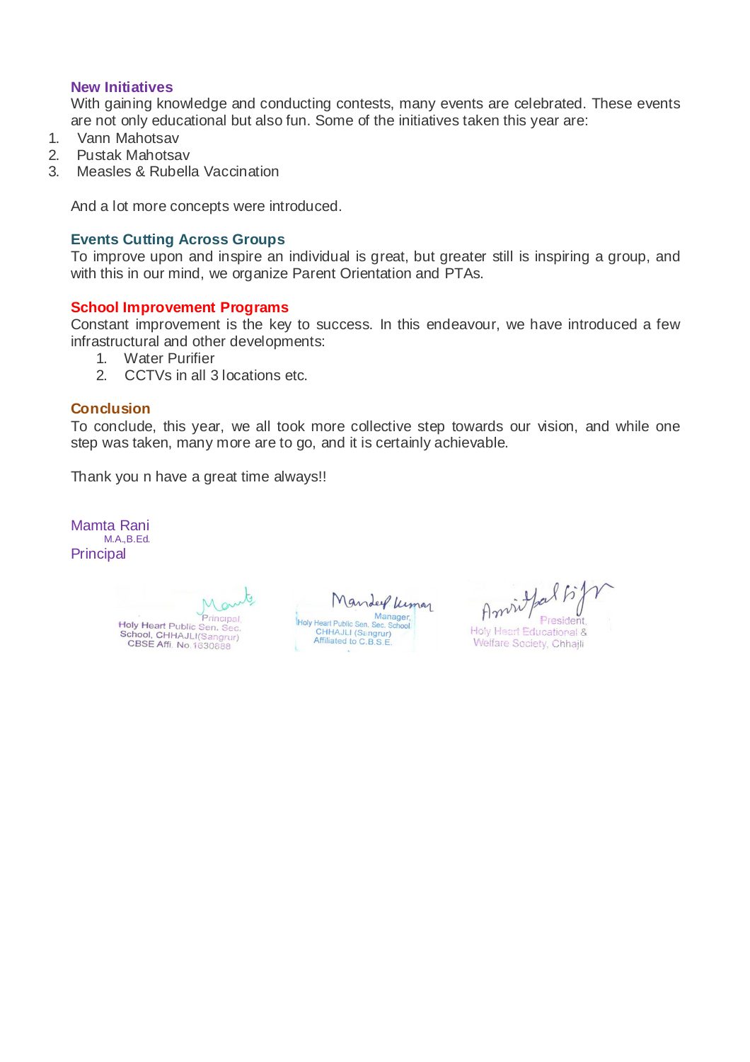### New Initiatives

With gaining knowledge and conducting contests, many events are celebrated. These events are not only educational but also fun. Some of the initiatives taken this year are:

1. Vann Mahotsav
2. Pustak Mahotsav
3. Measles & Rubella Vaccination

And a lot more concepts were introduced.

### Events Cutting Across Groups

To improve upon and inspire an individual is great, but greater still is inspiring a group, and with this in our mind, we organize Parent Orientation and PTAs.

### School Improvement Programs

Constant improvement is the key to success. In this endeavour, we have introduced a few infrastructural and other developments:

1. Water Purifier
2. CCTVs in all 3 locations etc.

### Conclusion

To conclude, this year, we all took more collective step towards our vision, and while one step was taken, many more are to go, and it is certainly achievable.

Thank you n have a great time always!!

Mamta Rani
M.A.,B.Ed.
Principal

Principal, Holy Heart Public Sen. Sec. School, CHHAJLI(Sangrur) CBSE Affi. No.1630688

Manager, Holy Heart Public Sen. Sec. School CHHAJLI (Sangrur) Affiliated to C.B.S.E.

President, Holy Heart Educational & Welfare Society, Chhajli